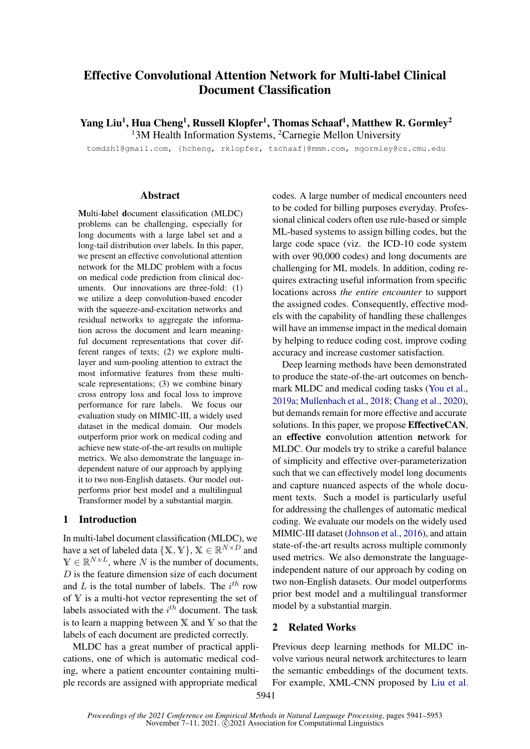# Effective Convolutional Attention Network for Multi-label Clinical Document Classification

**Yang Liu[1], Hua Cheng[1], Russell Klopfer[1], Thomas Schaaf[1], Matthew R. Gormley[2]**
[1]3M Health Information Systems, [2]Carnegie Mellon University

tomdzh1@gmail.com, {hcheng, rklopfer, tschaaf}@mmm.com, mgormley@cs.cmu.edu

## Abstract

**M**ulti-**l**abel **d**ocument **c**lassification (MLDC) problems can be challenging, especially for long documents with a large label set and a long-tail distribution over labels. In this paper, we present an effective convolutional attention network for the MLDC problem with a focus on medical code prediction from clinical documents. Our innovations are three-fold: (1) we utilize a deep convolution-based encoder with the squeeze-and-excitation networks and residual networks to aggregate the information across the document and learn meaningful document representations that cover different ranges of texts; (2) we explore multi-layer and sum-pooling attention to extract the most informative features from these multi-scale representations; (3) we combine binary cross entropy loss and focal loss to improve performance for rare labels. We focus our evaluation study on MIMIC-III, a widely used dataset in the medical domain. Our models outperform prior work on medical coding and achieve new state-of-the-art results on multiple metrics. We also demonstrate the language independent nature of our approach by applying it to two non-English datasets. Our model outperforms prior best model and a multilingual Transformer model by a substantial margin.

## 1 Introduction

In multi-label document classification (MLDC), we have a set of labeled data $\{\mathbb{X}, \mathbb{Y}\}$, $\mathbb{X} \in \mathbb{R}^{N \times D}$ and $\mathbb{Y} \in \mathbb{R}^{N \times L}$, where $N$ is the number of documents, $D$ is the feature dimension size of each document and $L$ is the total number of labels. The $i^{th}$ row of $\mathbb{Y}$ is a multi-hot vector representing the set of labels associated with the $i^{th}$ document. The task is to learn a mapping between $\mathbb{X}$ and $\mathbb{Y}$ so that the labels of each document are predicted correctly.

MLDC has a great number of practical applications, one of which is automatic medical coding, where a patient encounter containing multiple records are assigned with appropriate medical codes. A large number of medical encounters need to be coded for billing purposes everyday. Professional clinical coders often use rule-based or simple ML-based systems to assign billing codes, but the large code space (viz. the ICD-10 code system with over 90,000 codes) and long documents are challenging for ML models. In addition, coding requires extracting useful information from specific locations across *the entire encounter* to support the assigned codes. Consequently, effective models with the capability of handling these challenges will have an immense impact in the medical domain by helping to reduce coding cost, improve coding accuracy and increase customer satisfaction.

Deep learning methods have been demonstrated to produce the state-of-the-art outcomes on benchmark MLDC and medical coding tasks (You et al., 2019a; Mullenbach et al., 2018; Chang et al., 2020), but demands remain for more effective and accurate solutions. In this paper, we propose **EffectiveCAN**, an **effective c**onvolution **a**ttention **n**etwork for MLDC. Our models try to strike a careful balance of simplicity and effective over-parameterization such that we can effectively model long documents and capture nuanced aspects of the whole document texts. Such a model is particularly useful for addressing the challenges of automatic medical coding. We evaluate our models on the widely used MIMIC-III dataset (Johnson et al., 2016), and attain state-of-the-art results across multiple commonly used metrics. We also demonstrate the language-independent nature of our approach by coding on two non-English datasets. Our model outperforms prior best model and a multilingual transformer model by a substantial margin.

## 2 Related Works

Previous deep learning methods for MLDC involve various neural network architectures to learn the semantic embeddings of the document texts. For example, XML-CNN proposed by Liu et al.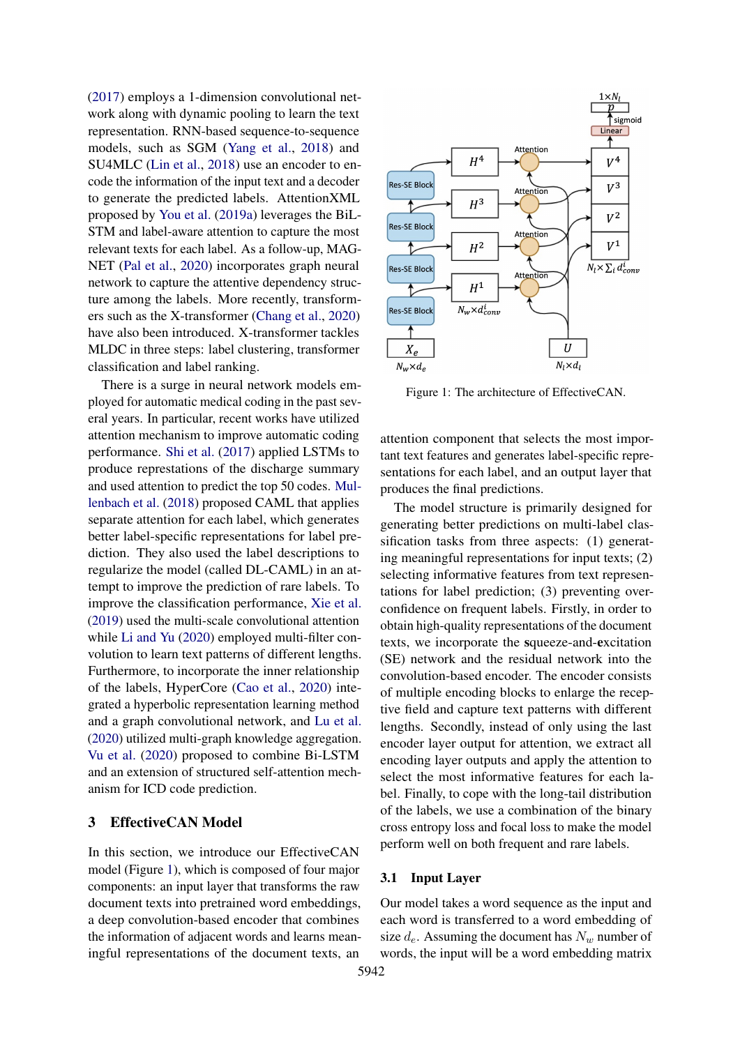(2017) employs a 1-dimension convolutional network along with dynamic pooling to learn the text representation. RNN-based sequence-to-sequence models, such as SGM (Yang et al., 2018) and SU4MLC (Lin et al., 2018) use an encoder to encode the information of the input text and a decoder to generate the predicted labels. AttentionXML proposed by You et al. (2019a) leverages the BiLSTM and label-aware attention to capture the most relevant texts for each label. As a follow-up, MAGNET (Pal et al., 2020) incorporates graph neural network to capture the attentive dependency structure among the labels. More recently, transformers such as the X-transformer (Chang et al., 2020) have also been introduced. X-transformer tackles MLDC in three steps: label clustering, transformer classification and label ranking.

There is a surge in neural network models employed for automatic medical coding in the past several years. In particular, recent works have utilized attention mechanism to improve automatic coding performance. Shi et al. (2017) applied LSTMs to produce represtations of the discharge summary and used attention to predict the top 50 codes. Mullenbach et al. (2018) proposed CAML that applies separate attention for each label, which generates better label-specific representations for label prediction. They also used the label descriptions to regularize the model (called DL-CAML) in an attempt to improve the prediction of rare labels. To improve the classification performance, Xie et al. (2019) used the multi-scale convolutional attention while Li and Yu (2020) employed multi-filter convolution to learn text patterns of different lengths. Furthermore, to incorporate the inner relationship of the labels, HyperCore (Cao et al., 2020) integrated a hyperbolic representation learning method and a graph convolutional network, and Lu et al. (2020) utilized multi-graph knowledge aggregation. Vu et al. (2020) proposed to combine Bi-LSTM and an extension of structured self-attention mechanism for ICD code prediction.

## 3 EffectiveCAN Model

In this section, we introduce our EffectiveCAN model (Figure 1), which is composed of four major components: an input layer that transforms the raw document texts into pretrained word embeddings, a deep convolution-based encoder that combines the information of adjacent words and learns meaningful representations of the document texts, an attention component that selects the most important text features and generates label-specific representations for each label, and an output layer that produces the final predictions.

Figure 1: The architecture of EffectiveCAN.

The model structure is primarily designed for generating better predictions on multi-label classification tasks from three aspects: (1) generating meaningful representations for input texts; (2) selecting informative features from text representations for label prediction; (3) preventing overconfidence on frequent labels. Firstly, in order to obtain high-quality representations of the document texts, we incorporate the **s**queeze-and-**e**xcitation (SE) network and the residual network into the convolution-based encoder. The encoder consists of multiple encoding blocks to enlarge the receptive field and capture text patterns with different lengths. Secondly, instead of only using the last encoder layer output for attention, we extract all encoding layer outputs and apply the attention to select the most informative features for each label. Finally, to cope with the long-tail distribution of the labels, we use a combination of the binary cross entropy loss and focal loss to make the model perform well on both frequent and rare labels.

### 3.1 Input Layer

Our model takes a word sequence as the input and each word is transferred to a word embedding of size $d_e$. Assuming the document has $N_w$ number of words, the input will be a word embedding matrix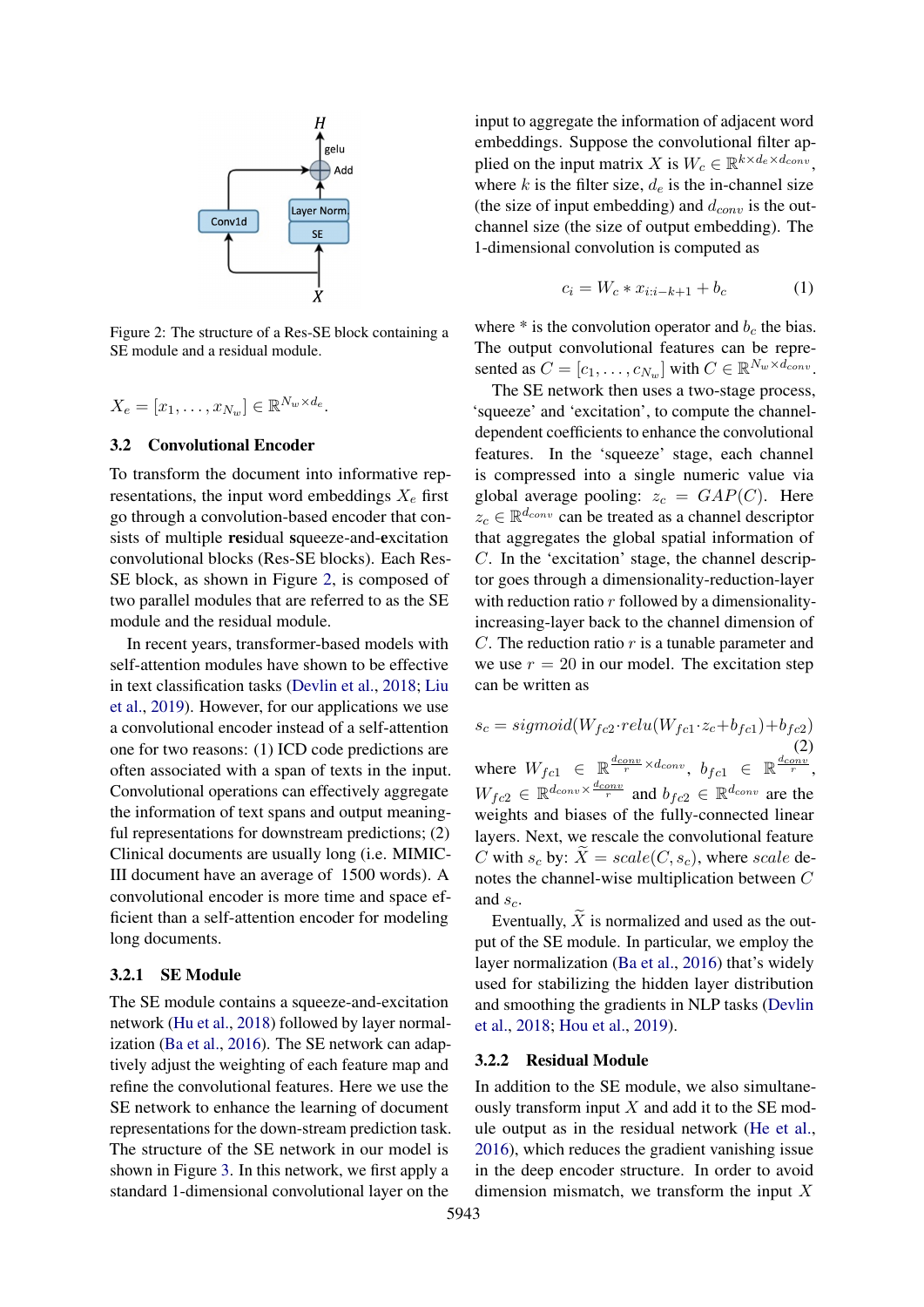H

gelu

Add

Conv1d

Layer Norm

SE

X

Figure 2: The structure of a Res-SE block containing a SE module and a residual module.

$X_e = [x_1, \ldots, x_{N_w}] \in \mathbb{R}^{N_w \times d_e}$.

### 3.2 Convolutional Encoder

To transform the document into informative representations, the input word embeddings $X_e$ first go through a convolution-based encoder that consists of multiple **res**idual **s**queeze-and-**e**xcitation convolutional blocks (Res-SE blocks). Each Res-SE block, as shown in Figure 2, is composed of two parallel modules that are referred to as the SE module and the residual module.

In recent years, transformer-based models with self-attention modules have shown to be effective in text classification tasks (Devlin et al., 2018; Liu et al., 2019). However, for our applications we use a convolutional encoder instead of a self-attention one for two reasons: (1) ICD code predictions are often associated with a span of texts in the input. Convolutional operations can effectively aggregate the information of text spans and output meaningful representations for downstream predictions; (2) Clinical documents are usually long (i.e. MIMIC-III document have an average of 1500 words). A convolutional encoder is more time and space efficient than a self-attention encoder for modeling long documents.

#### 3.2.1 SE Module

The SE module contains a squeeze-and-excitation network (Hu et al., 2018) followed by layer normalization (Ba et al., 2016). The SE network can adaptively adjust the weighting of each feature map and refine the convolutional features. Here we use the SE network to enhance the learning of document representations for the down-stream prediction task. The structure of the SE network in our model is shown in Figure 3. In this network, we first apply a standard 1-dimensional convolutional layer on the input to aggregate the information of adjacent word embeddings. Suppose the convolutional filter applied on the input matrix $X$ is $W_c \in \mathbb{R}^{k \times d_e \times d_{conv}}$, where $k$ is the filter size, $d_e$ is the in-channel size (the size of input embedding) and $d_{conv}$ is the out-channel size (the size of output embedding). The 1-dimensional convolution is computed as

$$c_i = W_c * x_{i:i-k+1} + b_c \tag{1}$$

where $*$ is the convolution operator and $b_c$ the bias. The output convolutional features can be represented as $C = [c_1, \ldots, c_{N_w}]$ with $C \in \mathbb{R}^{N_w \times d_{conv}}$.

The SE network then uses a two-stage process, 'squeeze' and 'excitation', to compute the channel-dependent coefficients to enhance the convolutional features. In the 'squeeze' stage, each channel is compressed into a single numeric value via global average pooling: $z_c = GAP(C)$. Here $z_c \in \mathbb{R}^{d_{conv}}$ can be treated as a channel descriptor that aggregates the global spatial information of $C$. In the 'excitation' stage, the channel descriptor goes through a dimensionality-reduction-layer with reduction ratio $r$ followed by a dimensionality-increasing-layer back to the channel dimension of $C$. The reduction ratio $r$ is a tunable parameter and we use $r = 20$ in our model. The excitation step can be written as

$$s_c = sigmoid(W_{fc2} \cdot relu(W_{fc1} \cdot z_c + b_{fc1}) + b_{fc2}) \tag{2}$$

where $W_{fc1} \in \mathbb{R}^{\frac{d_{conv}}{r} \times d_{conv}}$, $b_{fc1} \in \mathbb{R}^{\frac{d_{conv}}{r}}$, $W_{fc2} \in \mathbb{R}^{d_{conv} \times \frac{d_{conv}}{r}}$ and $b_{fc2} \in \mathbb{R}^{d_{conv}}$ are the weights and biases of the fully-connected linear layers. Next, we rescale the convolutional feature $C$ with $s_c$ by: $\widetilde{X} = scale(C, s_c)$, where $scale$ denotes the channel-wise multiplication between $C$ and $s_c$.

Eventually, $\widetilde{X}$ is normalized and used as the output of the SE module. In particular, we employ the layer normalization (Ba et al., 2016) that's widely used for stabilizing the hidden layer distribution and smoothing the gradients in NLP tasks (Devlin et al., 2018; Hou et al., 2019).

#### 3.2.2 Residual Module

In addition to the SE module, we also simultaneously transform input $X$ and add it to the SE module output as in the residual network (He et al., 2016), which reduces the gradient vanishing issue in the deep encoder structure. In order to avoid dimension mismatch, we transform the input $X$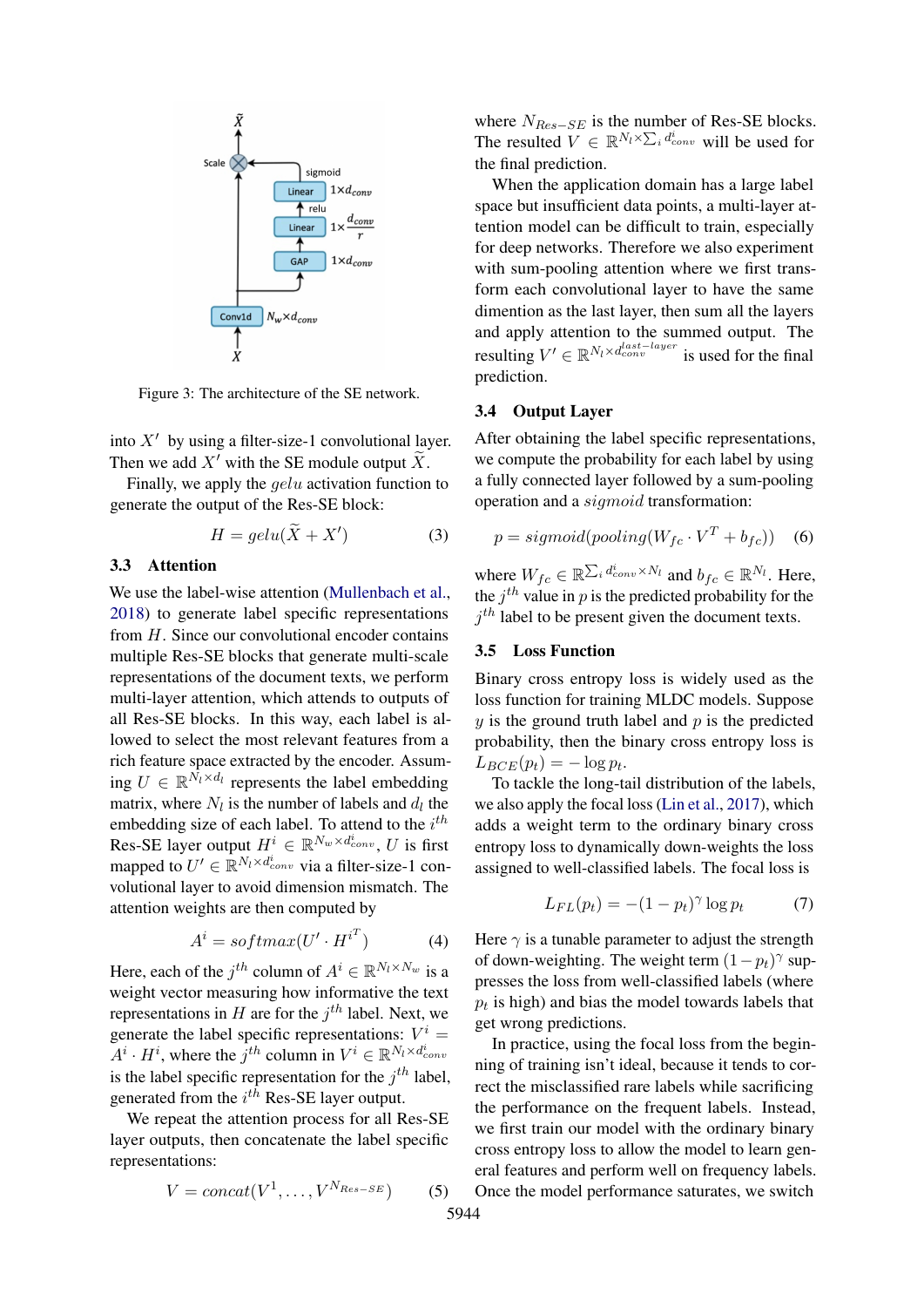Scale

sigmoid

Linear $1 \times d_{conv}$

relu

Linear $1 \times \frac{d_{conv}}{r}$

GAP $1 \times d_{conv}$

Conv1d $N_w \times d_{conv}$

$\tilde{X}$

$X$

Figure 3: The architecture of the SE network.

into $X'$ by using a filter-size-1 convolutional layer. Then we add $X'$ with the SE module output $\widetilde{X}$.

Finally, we apply the $gelu$ activation function to generate the output of the Res-SE block:

$$H = gelu(\widetilde{X} + X') \tag{3}$$

### 3.3 Attention

We use the label-wise attention (Mullenbach et al., 2018) to generate label specific representations from $H$. Since our convolutional encoder contains multiple Res-SE blocks that generate multi-scale representations of the document texts, we perform multi-layer attention, which attends to outputs of all Res-SE blocks. In this way, each label is allowed to select the most relevant features from a rich feature space extracted by the encoder. Assuming $U \in \mathbb{R}^{N_l \times d_l}$ represents the label embedding matrix, where $N_l$ is the number of labels and $d_l$ the embedding size of each label. To attend to the $i^{th}$ Res-SE layer output $H^i \in \mathbb{R}^{N_w \times d^i_{conv}}$, $U$ is first mapped to $U' \in \mathbb{R}^{N_l \times d^i_{conv}}$ via a filter-size-1 convolutional layer to avoid dimension mismatch. The attention weights are then computed by

$$A^i = softmax(U' \cdot H^{i^T}) \tag{4}$$

Here, each of the $j^{th}$ column of $A^i \in \mathbb{R}^{N_l \times N_w}$ is a weight vector measuring how informative the text representations in $H$ are for the $j^{th}$ label. Next, we generate the label specific representations: $V^i = A^i \cdot H^i$, where the $j^{th}$ column in $V^i \in \mathbb{R}^{N_l \times d^i_{conv}}$ is the label specific representation for the $j^{th}$ label, generated from the $i^{th}$ Res-SE layer output.

We repeat the attention process for all Res-SE layer outputs, then concatenate the label specific representations:

$$V = concat(V^1, \ldots, V^{N_{Res-SE}}) \tag{5}$$

where $N_{Res-SE}$ is the number of Res-SE blocks. The resulted $V \in \mathbb{R}^{N_l \times \sum_i d^i_{conv}}$ will be used for the final prediction.

When the application domain has a large label space but insufficient data points, a multi-layer attention model can be difficult to train, especially for deep networks. Therefore we also experiment with sum-pooling attention where we first transform each convolutional layer to have the same dimention as the last layer, then sum all the layers and apply attention to the summed output. The resulting $V' \in \mathbb{R}^{N_l \times d^{last-layer}_{conv}}$ is used for the final prediction.

### 3.4 Output Layer

After obtaining the label specific representations, we compute the probability for each label by using a fully connected layer followed by a sum-pooling operation and a $sigmoid$ transformation:

$$p = sigmoid(pooling(W_{fc} \cdot V^T + b_{fc})) \tag{6}$$

where $W_{fc} \in \mathbb{R}^{\sum_i d^i_{conv} \times N_l}$ and $b_{fc} \in \mathbb{R}^{N_l}$. Here, the $j^{th}$ value in $p$ is the predicted probability for the $j^{th}$ label to be present given the document texts.

### 3.5 Loss Function

Binary cross entropy loss is widely used as the loss function for training MLDC models. Suppose $y$ is the ground truth label and $p$ is the predicted probability, then the binary cross entropy loss is $L_{BCE}(p_t) = -\log p_t$.

To tackle the long-tail distribution of the labels, we also apply the focal loss (Lin et al., 2017), which adds a weight term to the ordinary binary cross entropy loss to dynamically down-weights the loss assigned to well-classified labels. The focal loss is

$$L_{FL}(p_t) = -(1 - p_t)^{\gamma} \log p_t \tag{7}$$

Here $\gamma$ is a tunable parameter to adjust the strength of down-weighting. The weight term $(1 - p_t)^{\gamma}$ suppresses the loss from well-classified labels (where $p_t$ is high) and bias the model towards labels that get wrong predictions.

In practice, using the focal loss from the beginning of training isn't ideal, because it tends to correct the misclassified rare labels while sacrificing the performance on the frequent labels. Instead, we first train our model with the ordinary binary cross entropy loss to allow the model to learn general features and perform well on frequency labels. Once the model performance saturates, we switch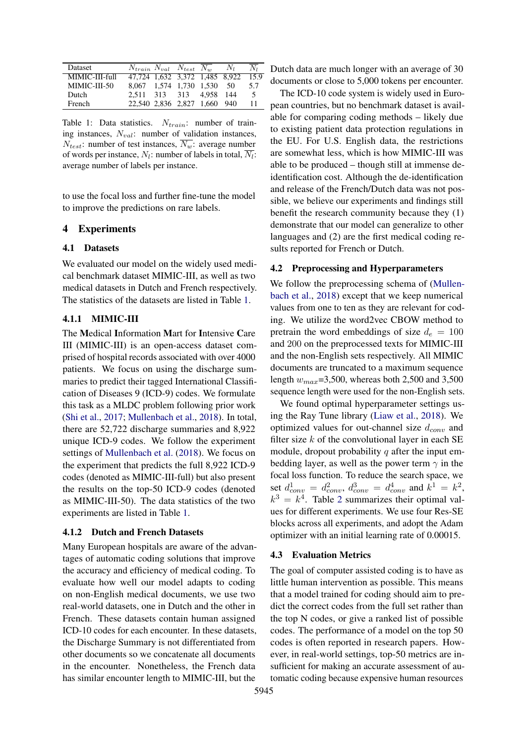| Dataset | $N_{train}$ | $N_{val}$ | $N_{test}$ | $\overline{N_w}$ | $N_l$ | $\overline{N_l}$ |
|---|---|---|---|---|---|---|
| MIMIC-III-full | 47,724 | 1,632 | 3,372 | 1,485 | 8,922 | 15.9 |
| MIMIC-III-50 | 8,067 | 1,574 | 1,730 | 1,530 | 50 | 5.7 |
| Dutch | 2,511 | 313 | 313 | 4,958 | 144 | 5 |
| French | 22,540 | 2,836 | 2,827 | 1,660 | 940 | 11 |

Table 1: Data statistics. $N_{train}$: number of training instances, $N_{val}$: number of validation instances, $N_{test}$: number of test instances, $\overline{N_w}$: average number of words per instance, $N_l$: number of labels in total, $\overline{N_l}$: average number of labels per instance.

to use the focal loss and further fine-tune the model to improve the predictions on rare labels.

## 4 Experiments

### 4.1 Datasets

We evaluated our model on the widely used medical benchmark dataset MIMIC-III, as well as two medical datasets in Dutch and French respectively. The statistics of the datasets are listed in Table 1.

#### 4.1.1 MIMIC-III

The **M**edical **I**nformation **M**art for **I**ntensive **C**are III (MIMIC-III) is an open-access dataset comprised of hospital records associated with over 4000 patients. We focus on using the discharge summaries to predict their tagged International Classification of Diseases 9 (ICD-9) codes. We formulate this task as a MLDC problem following prior work (Shi et al., 2017; Mullenbach et al., 2018). In total, there are 52,722 discharge summaries and 8,922 unique ICD-9 codes. We follow the experiment settings of Mullenbach et al. (2018). We focus on the experiment that predicts the full 8,922 ICD-9 codes (denoted as MIMIC-III-full) but also present the results on the top-50 ICD-9 codes (denoted as MIMIC-III-50). The data statistics of the two experiments are listed in Table 1.

#### 4.1.2 Dutch and French Datasets

Many European hospitals are aware of the advantages of automatic coding solutions that improve the accuracy and efficiency of medical coding. To evaluate how well our model adapts to coding on non-English medical documents, we use two real-world datasets, one in Dutch and the other in French. These datasets contain human assigned ICD-10 codes for each encounter. In these datasets, the Discharge Summary is not differentiated from other documents so we concatenate all documents in the encounter. Nonetheless, the French data has similar encounter length to MIMIC-III, but the Dutch data are much longer with an average of 30 documents or close to 5,000 tokens per encounter.

The ICD-10 code system is widely used in European countries, but no benchmark dataset is available for comparing coding methods – likely due to existing patient data protection regulations in the EU. For U.S. English data, the restrictions are somewhat less, which is how MIMIC-III was able to be produced – though still at immense de-identification cost. Although the de-identification and release of the French/Dutch data was not possible, we believe our experiments and findings still benefit the research community because they (1) demonstrate that our model can generalize to other languages and (2) are the first medical coding results reported for French or Dutch.

### 4.2 Preprocessing and Hyperparameters

We follow the preprocessing schema of (Mullenbach et al., 2018) except that we keep numerical values from one to ten as they are relevant for coding. We utilize the word2vec CBOW method to pretrain the word embeddings of size $d_e = 100$ and 200 on the preprocessed texts for MIMIC-III and the non-English sets respectively. All MIMIC documents are truncated to a maximum sequence length $w_{max}$=3,500, whereas both 2,500 and 3,500 sequence length were used for the non-English sets.

We found optimal hyperparameter settings using the Ray Tune library (Liaw et al., 2018). We optimized values for out-channel size $d_{conv}$ and filter size $k$ of the convolutional layer in each SE module, dropout probability $q$ after the input embedding layer, as well as the power term $\gamma$ in the focal loss function. To reduce the search space, we set $d^1_{conv} = d^2_{conv}$, $d^3_{conv} = d^4_{conv}$ and $k^1 = k^2$, $k^3 = k^4$. Table 2 summarizes their optimal values for different experiments. We use four Res-SE blocks across all experiments, and adopt the Adam optimizer with an initial learning rate of 0.00015.

### 4.3 Evaluation Metrics

The goal of computer assisted coding is to have as little human intervention as possible. This means that a model trained for coding should aim to predict the correct codes from the full set rather than the top N codes, or give a ranked list of possible codes. The performance of a model on the top 50 codes is often reported in research papers. However, in real-world settings, top-50 metrics are insufficient for making an accurate assessment of automatic coding because expensive human resources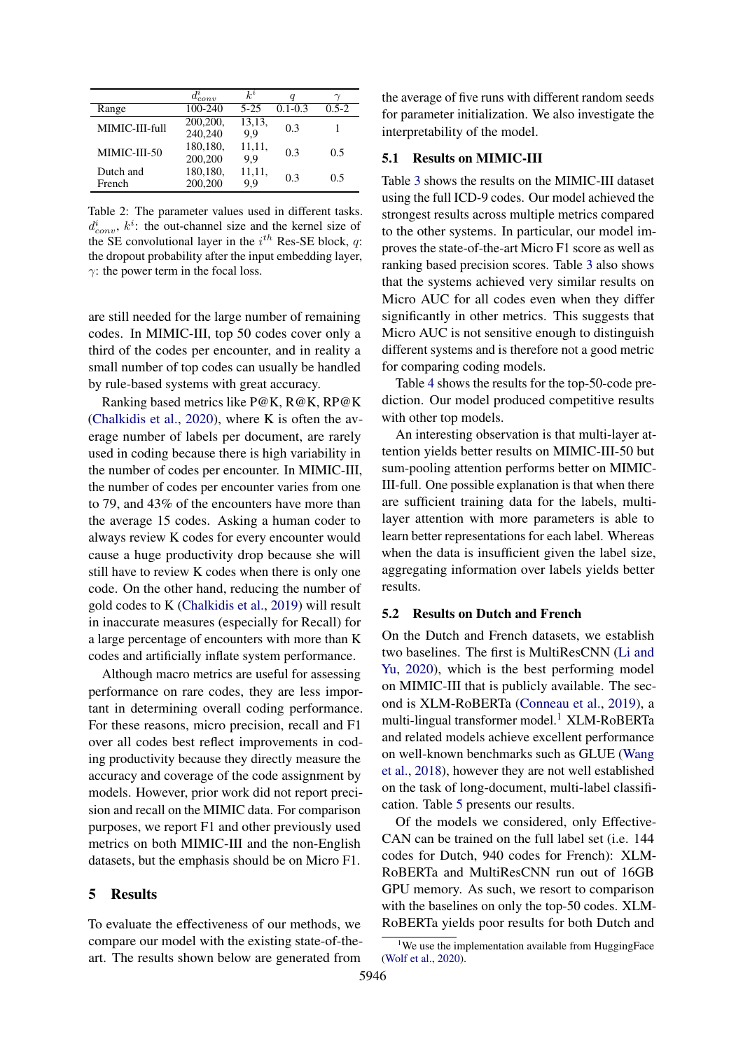| | $d^i_{conv}$ | $k^i$ | $q$ | $\gamma$ |
|---|---|---|---|---|
| Range | 100-240 | 5-25 | 0.1-0.3 | 0.5-2 |
| MIMIC-III-full | 200,200, 240,240 | 13,13, 9,9 | 0.3 | 1 |
| MIMIC-III-50 | 180,180, 200,200 | 11,11, 9,9 | 0.3 | 0.5 |
| Dutch and French | 180,180, 200,200 | 11,11, 9,9 | 0.3 | 0.5 |

Table 2: The parameter values used in different tasks. $d^i_{conv}$, $k^i$: the out-channel size and the kernel size of the SE convolutional layer in the $i^{th}$ Res-SE block, $q$: the dropout probability after the input embedding layer, $\gamma$: the power term in the focal loss.

are still needed for the large number of remaining codes. In MIMIC-III, top 50 codes cover only a third of the codes per encounter, and in reality a small number of top codes can usually be handled by rule-based systems with great accuracy.

Ranking based metrics like P@K, R@K, RP@K (Chalkidis et al., 2020), where K is often the average number of labels per document, are rarely used in coding because there is high variability in the number of codes per encounter. In MIMIC-III, the number of codes per encounter varies from one to 79, and 43% of the encounters have more than the average 15 codes. Asking a human coder to always review K codes for every encounter would cause a huge productivity drop because she will still have to review K codes when there is only one code. On the other hand, reducing the number of gold codes to K (Chalkidis et al., 2019) will result in inaccurate measures (especially for Recall) for a large percentage of encounters with more than K codes and artificially inflate system performance.

Although macro metrics are useful for assessing performance on rare codes, they are less important in determining overall coding performance. For these reasons, micro precision, recall and F1 over all codes best reflect improvements in coding productivity because they directly measure the accuracy and coverage of the code assignment by models. However, prior work did not report precision and recall on the MIMIC data. For comparison purposes, we report F1 and other previously used metrics on both MIMIC-III and the non-English datasets, but the emphasis should be on Micro F1.

## 5 Results

To evaluate the effectiveness of our methods, we compare our model with the existing state-of-the-art. The results shown below are generated from the average of five runs with different random seeds for parameter initialization. We also investigate the interpretability of the model.

### 5.1 Results on MIMIC-III

Table 3 shows the results on the MIMIC-III dataset using the full ICD-9 codes. Our model achieved the strongest results across multiple metrics compared to the other systems. In particular, our model improves the state-of-the-art Micro F1 score as well as ranking based precision scores. Table 3 also shows that the systems achieved very similar results on Micro AUC for all codes even when they differ significantly in other metrics. This suggests that Micro AUC is not sensitive enough to distinguish different systems and is therefore not a good metric for comparing coding models.

Table 4 shows the results for the top-50-code prediction. Our model produced competitive results with other top models.

An interesting observation is that multi-layer attention yields better results on MIMIC-III-50 but sum-pooling attention performs better on MIMIC-III-full. One possible explanation is that when there are sufficient training data for the labels, multi-layer attention with more parameters is able to learn better representations for each label. Whereas when the data is insufficient given the label size, aggregating information over labels yields better results.

### 5.2 Results on Dutch and French

On the Dutch and French datasets, we establish two baselines. The first is MultiResCNN (Li and Yu, 2020), which is the best performing model on MIMIC-III that is publicly available. The second is XLM-RoBERTa (Conneau et al., 2019), a multi-lingual transformer model.[1] XLM-RoBERTa and related models achieve excellent performance on well-known benchmarks such as GLUE (Wang et al., 2018), however they are not well established on the task of long-document, multi-label classification. Table 5 presents our results.

Of the models we considered, only Effective-CAN can be trained on the full label set (i.e. 144 codes for Dutch, 940 codes for French): XLM-RoBERTa and MultiResCNN run out of 16GB GPU memory. As such, we resort to comparison with the baselines on only the top-50 codes. XLM-RoBERTa yields poor results for both Dutch and

[1] We use the implementation available from HuggingFace (Wolf et al., 2020).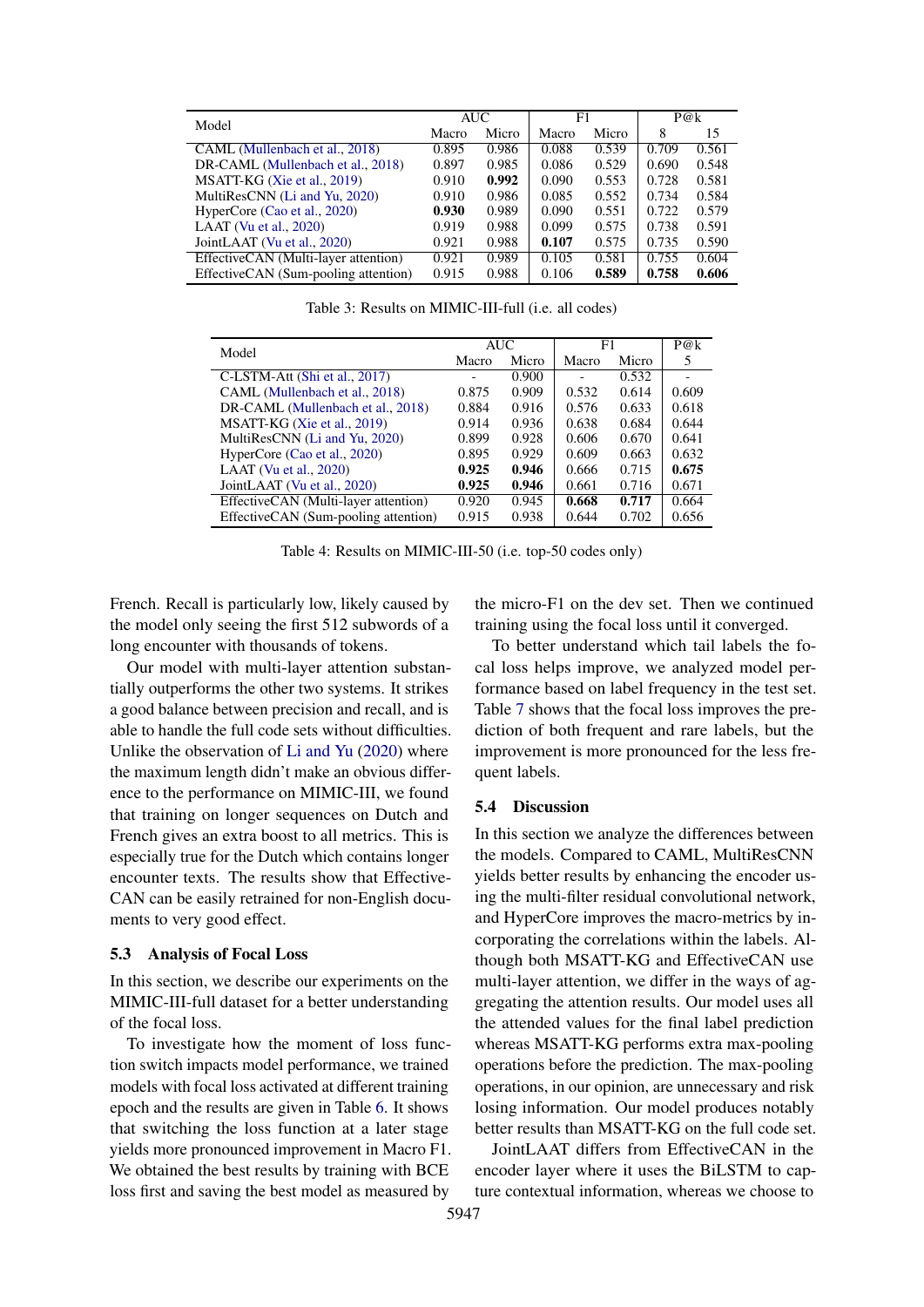| Model | AUC | | F1 | | P@k | |
|---|---|---|---|---|---|---|
| | Macro | Micro | Macro | Micro | 8 | 15 |
| CAML (Mullenbach et al., 2018) | 0.895 | 0.986 | 0.088 | 0.539 | 0.709 | 0.561 |
| DR-CAML (Mullenbach et al., 2018) | 0.897 | 0.985 | 0.086 | 0.529 | 0.690 | 0.548 |
| MSATT-KG (Xie et al., 2019) | 0.910 | **0.992** | 0.090 | 0.553 | 0.728 | 0.581 |
| MultiResCNN (Li and Yu, 2020) | 0.910 | 0.986 | 0.085 | 0.552 | 0.734 | 0.584 |
| HyperCore (Cao et al., 2020) | **0.930** | 0.989 | 0.090 | 0.551 | 0.722 | 0.579 |
| LAAT (Vu et al., 2020) | 0.919 | 0.988 | 0.099 | 0.575 | 0.738 | 0.591 |
| JointLAAT (Vu et al., 2020) | 0.921 | 0.988 | **0.107** | 0.575 | 0.735 | 0.590 |
| EffectiveCAN (Multi-layer attention) | 0.921 | 0.989 | 0.105 | 0.581 | 0.755 | 0.604 |
| EffectiveCAN (Sum-pooling attention) | 0.915 | 0.988 | 0.106 | **0.589** | **0.758** | **0.606** |

Table 3: Results on MIMIC-III-full (i.e. all codes)

| Model | AUC | | F1 | | P@k |
|---|---|---|---|---|---|
| | Macro | Micro | Macro | Micro | 5 |
| C-LSTM-Att (Shi et al., 2017) | - | 0.900 | - | 0.532 | - |
| CAML (Mullenbach et al., 2018) | 0.875 | 0.909 | 0.532 | 0.614 | 0.609 |
| DR-CAML (Mullenbach et al., 2018) | 0.884 | 0.916 | 0.576 | 0.633 | 0.618 |
| MSATT-KG (Xie et al., 2019) | 0.914 | 0.936 | 0.638 | 0.684 | 0.644 |
| MultiResCNN (Li and Yu, 2020) | 0.899 | 0.928 | 0.606 | 0.670 | 0.641 |
| HyperCore (Cao et al., 2020) | 0.895 | 0.929 | 0.609 | 0.663 | 0.632 |
| LAAT (Vu et al., 2020) | **0.925** | **0.946** | 0.666 | 0.715 | **0.675** |
| JointLAAT (Vu et al., 2020) | **0.925** | **0.946** | 0.661 | 0.716 | 0.671 |
| EffectiveCAN (Multi-layer attention) | 0.920 | 0.945 | **0.668** | **0.717** | 0.664 |
| EffectiveCAN (Sum-pooling attention) | 0.915 | 0.938 | 0.644 | 0.702 | 0.656 |

Table 4: Results on MIMIC-III-50 (i.e. top-50 codes only)

French. Recall is particularly low, likely caused by the model only seeing the first 512 subwords of a long encounter with thousands of tokens.

Our model with multi-layer attention substantially outperforms the other two systems. It strikes a good balance between precision and recall, and is able to handle the full code sets without difficulties. Unlike the observation of Li and Yu (2020) where the maximum length didn't make an obvious difference to the performance on MIMIC-III, we found that training on longer sequences on Dutch and French gives an extra boost to all metrics. This is especially true for the Dutch which contains longer encounter texts. The results show that EffectiveCAN can be easily retrained for non-English documents to very good effect.

### 5.3 Analysis of Focal Loss

In this section, we describe our experiments on the MIMIC-III-full dataset for a better understanding of the focal loss.

To investigate how the moment of loss function switch impacts model performance, we trained models with focal loss activated at different training epoch and the results are given in Table 6. It shows that switching the loss function at a later stage yields more pronounced improvement in Macro F1. We obtained the best results by training with BCE loss first and saving the best model as measured by the micro-F1 on the dev set. Then we continued training using the focal loss until it converged.

To better understand which tail labels the focal loss helps improve, we analyzed model performance based on label frequency in the test set. Table 7 shows that the focal loss improves the prediction of both frequent and rare labels, but the improvement is more pronounced for the less frequent labels.

### 5.4 Discussion

In this section we analyze the differences between the models. Compared to CAML, MultiResCNN yields better results by enhancing the encoder using the multi-filter residual convolutional network, and HyperCore improves the macro-metrics by incorporating the correlations within the labels. Although both MSATT-KG and EffectiveCAN use multi-layer attention, we differ in the ways of aggregating the attention results. Our model uses all the attended values for the final label prediction whereas MSATT-KG performs extra max-pooling operations before the prediction. The max-pooling operations, in our opinion, are unnecessary and risk losing information. Our model produces notably better results than MSATT-KG on the full code set.

JointLAAT differs from EffectiveCAN in the encoder layer where it uses the BiLSTM to capture contextual information, whereas we choose to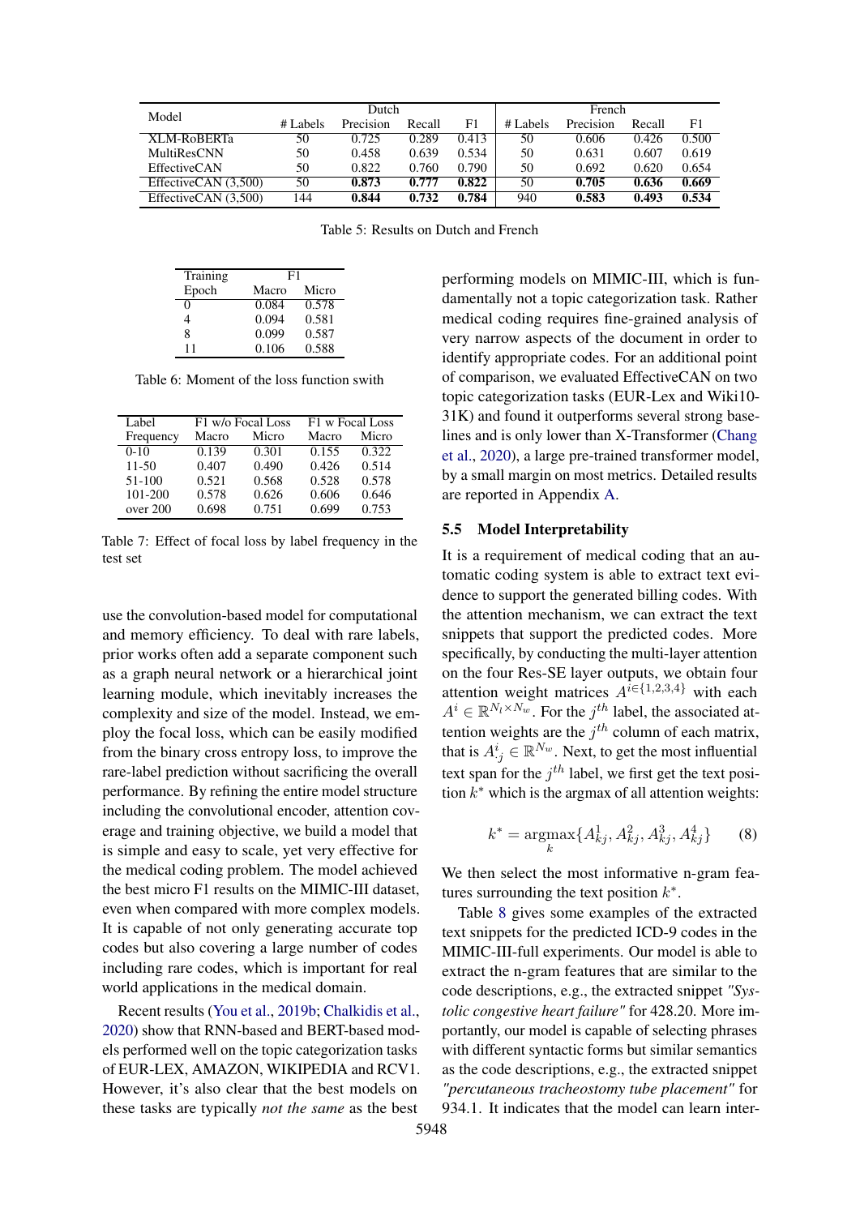| Model | Dutch | | | | French | | | |
|---|---|---|---|---|---|---|---|---|
| | # Labels | Precision | Recall | F1 | # Labels | Precision | Recall | F1 |
| XLM-RoBERTa | 50 | 0.725 | 0.289 | 0.413 | 50 | 0.606 | 0.426 | 0.500 |
| MultiResCNN | 50 | 0.458 | 0.639 | 0.534 | 50 | 0.631 | 0.607 | 0.619 |
| EffectiveCAN | 50 | 0.822 | 0.760 | 0.790 | 50 | 0.692 | 0.620 | 0.654 |
| EffectiveCAN (3,500) | 50 | **0.873** | **0.777** | **0.822** | 50 | **0.705** | **0.636** | **0.669** |
| EffectiveCAN (3,500) | 144 | **0.844** | **0.732** | **0.784** | 940 | **0.583** | **0.493** | **0.534** |

Table 5: Results on Dutch and French

| Training | F1 | |
|---|---|---|
| Epoch | Macro | Micro |
| 0 | 0.084 | 0.578 |
| 4 | 0.094 | 0.581 |
| 8 | 0.099 | 0.587 |
| 11 | 0.106 | 0.588 |

Table 6: Moment of the loss function swith

| Label | F1 w/o Focal Loss | | F1 w Focal Loss | |
|---|---|---|---|---|
| Frequency | Macro | Micro | Macro | Micro |
| 0-10 | 0.139 | 0.301 | 0.155 | 0.322 |
| 11-50 | 0.407 | 0.490 | 0.426 | 0.514 |
| 51-100 | 0.521 | 0.568 | 0.528 | 0.578 |
| 101-200 | 0.578 | 0.626 | 0.606 | 0.646 |
| over 200 | 0.698 | 0.751 | 0.699 | 0.753 |

Table 7: Effect of focal loss by label frequency in the test set

use the convolution-based model for computational and memory efficiency. To deal with rare labels, prior works often add a separate component such as a graph neural network or a hierarchical joint learning module, which inevitably increases the complexity and size of the model. Instead, we employ the focal loss, which can be easily modified from the binary cross entropy loss, to improve the rare-label prediction without sacrificing the overall performance. By refining the entire model structure including the convolutional encoder, attention coverage and training objective, we build a model that is simple and easy to scale, yet very effective for the medical coding problem. The model achieved the best micro F1 results on the MIMIC-III dataset, even when compared with more complex models. It is capable of not only generating accurate top codes but also covering a large number of codes including rare codes, which is important for real world applications in the medical domain.

Recent results (You et al., 2019b; Chalkidis et al., 2020) show that RNN-based and BERT-based models performed well on the topic categorization tasks of EUR-LEX, AMAZON, WIKIPEDIA and RCV1. However, it's also clear that the best models on these tasks are typically *not the same* as the best performing models on MIMIC-III, which is fundamentally not a topic categorization task. Rather medical coding requires fine-grained analysis of very narrow aspects of the document in order to identify appropriate codes. For an additional point of comparison, we evaluated EffectiveCAN on two topic categorization tasks (EUR-Lex and Wiki10-31K) and found it outperforms several strong baselines and is only lower than X-Transformer (Chang et al., 2020), a large pre-trained transformer model, by a small margin on most metrics. Detailed results are reported in Appendix A.

### 5.5 Model Interpretability

It is a requirement of medical coding that an automatic coding system is able to extract text evidence to support the generated billing codes. With the attention mechanism, we can extract the text snippets that support the predicted codes. More specifically, by conducting the multi-layer attention on the four Res-SE layer outputs, we obtain four attention weight matrices $A^{i \in \{1,2,3,4\}}$ with each $A^i \in \mathbb{R}^{N_l \times N_w}$. For the $j^{th}$ label, the associated attention weights are the $j^{th}$ column of each matrix, that is $A^i_j \in \mathbb{R}^{N_w}$. Next, to get the most influential text span for the $j^{th}$ label, we first get the text position $k^*$ which is the argmax of all attention weights:

$$k^* = \underset{k}{\text{argmax}}\{A^1_{kj}, A^2_{kj}, A^3_{kj}, A^4_{kj}\} \qquad (8)$$

We then select the most informative n-gram features surrounding the text position $k^*$.

Table 8 gives some examples of the extracted text snippets for the predicted ICD-9 codes in the MIMIC-III-full experiments. Our model is able to extract the n-gram features that are similar to the code descriptions, e.g., the extracted snippet *"Systolic congestive heart failure"* for 428.20. More importantly, our model is capable of selecting phrases with different syntactic forms but similar semantics as the code descriptions, e.g., the extracted snippet *"percutaneous tracheostomy tube placement"* for 934.1. It indicates that the model can learn inter-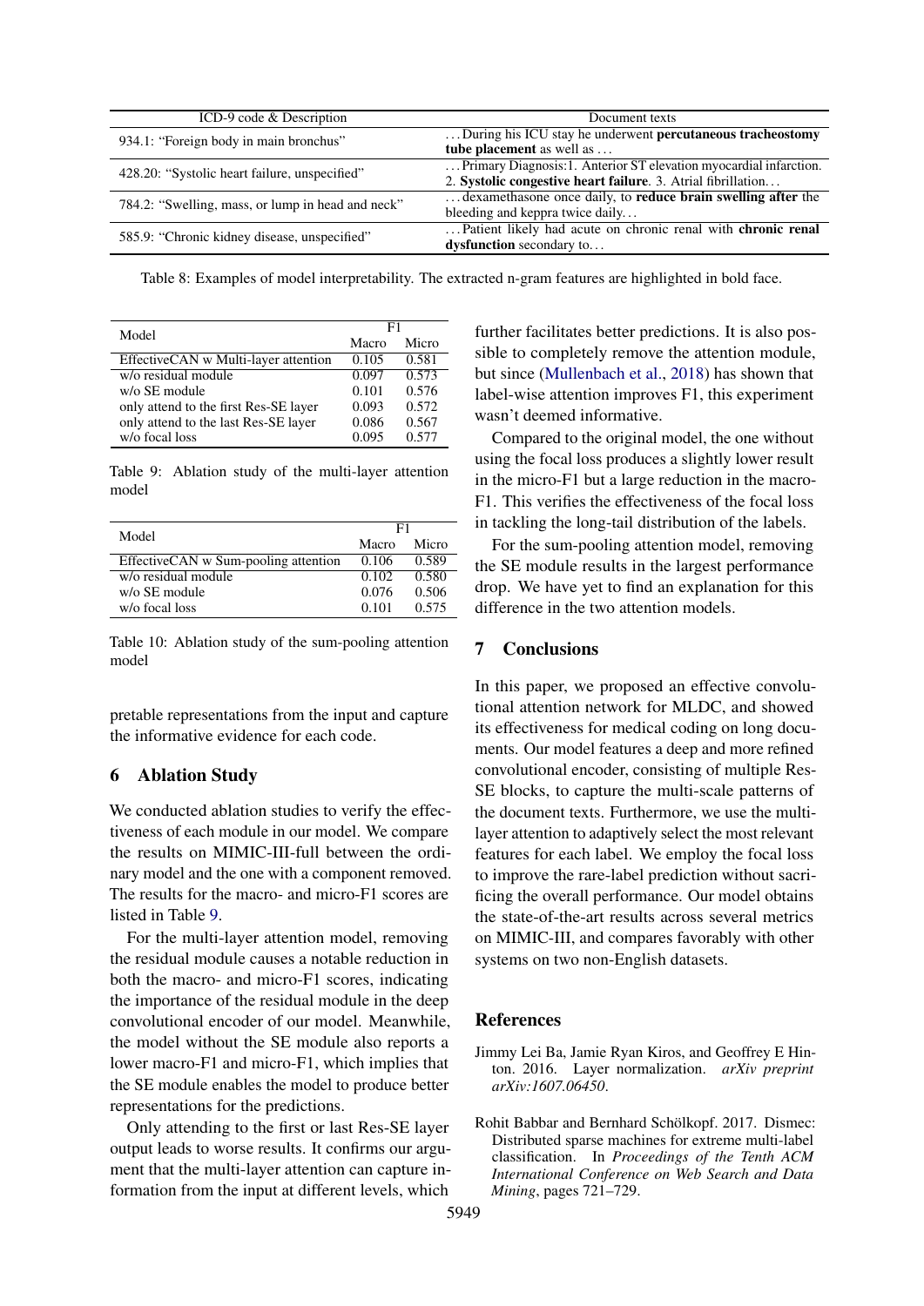| ICD-9 code & Description | Document texts |
| --- | --- |
| 934.1: "Foreign body in main bronchus" | ...During his ICU stay he underwent **percutaneous tracheostomy tube placement** as well as ... |
| 428.20: "Systolic heart failure, unspecified" | ...Primary Diagnosis:1. Anterior ST elevation myocardial infarction. 2. **Systolic congestive heart failure**. 3. Atrial fibrillation... |
| 784.2: "Swelling, mass, or lump in head and neck" | ...dexamethasone once daily, to **reduce brain swelling after** the bleeding and keppra twice daily... |
| 585.9: "Chronic kidney disease, unspecified" | ...Patient likely had acute on chronic renal with **chronic renal dysfunction** secondary to... |

Table 8: Examples of model interpretability. The extracted n-gram features are highlighted in bold face.

| Model | F1 | |
| --- | --- | --- |
| | Macro | Micro |
| EffectiveCAN w Multi-layer attention | 0.105 | 0.581 |
| w/o residual module | 0.097 | 0.573 |
| w/o SE module | 0.101 | 0.576 |
| only attend to the first Res-SE layer | 0.093 | 0.572 |
| only attend to the last Res-SE layer | 0.086 | 0.567 |
| w/o focal loss | 0.095 | 0.577 |

Table 9: Ablation study of the multi-layer attention model

| Model | F1 | |
| --- | --- | --- |
| | Macro | Micro |
| EffectiveCAN w Sum-pooling attention | 0.106 | 0.589 |
| w/o residual module | 0.102 | 0.580 |
| w/o SE module | 0.076 | 0.506 |
| w/o focal loss | 0.101 | 0.575 |

Table 10: Ablation study of the sum-pooling attention model

pretable representations from the input and capture the informative evidence for each code.

## 6 Ablation Study

We conducted ablation studies to verify the effectiveness of each module in our model. We compare the results on MIMIC-III-full between the ordinary model and the one with a component removed. The results for the macro- and micro-F1 scores are listed in Table 9.

For the multi-layer attention model, removing the residual module causes a notable reduction in both the macro- and micro-F1 scores, indicating the importance of the residual module in the deep convolutional encoder of our model. Meanwhile, the model without the SE module also reports a lower macro-F1 and micro-F1, which implies that the SE module enables the model to produce better representations for the predictions.

Only attending to the first or last Res-SE layer output leads to worse results. It confirms our argument that the multi-layer attention can capture information from the input at different levels, which further facilitates better predictions. It is also possible to completely remove the attention module, but since (Mullenbach et al., 2018) has shown that label-wise attention improves F1, this experiment wasn't deemed informative.

Compared to the original model, the one without using the focal loss produces a slightly lower result in the micro-F1 but a large reduction in the macro-F1. This verifies the effectiveness of the focal loss in tackling the long-tail distribution of the labels.

For the sum-pooling attention model, removing the SE module results in the largest performance drop. We have yet to find an explanation for this difference in the two attention models.

## 7 Conclusions

In this paper, we proposed an effective convolutional attention network for MLDC, and showed its effectiveness for medical coding on long documents. Our model features a deep and more refined convolutional encoder, consisting of multiple Res-SE blocks, to capture the multi-scale patterns of the document texts. Furthermore, we use the multi-layer attention to adaptively select the most relevant features for each label. We employ the focal loss to improve the rare-label prediction without sacrificing the overall performance. Our model obtains the state-of-the-art results across several metrics on MIMIC-III, and compares favorably with other systems on two non-English datasets.

## References

Jimmy Lei Ba, Jamie Ryan Kiros, and Geoffrey E Hinton. 2016. Layer normalization. *arXiv preprint arXiv:1607.06450*.

Rohit Babbar and Bernhard Schölkopf. 2017. Dismec: Distributed sparse machines for extreme multi-label classification. In *Proceedings of the Tenth ACM International Conference on Web Search and Data Mining*, pages 721–729.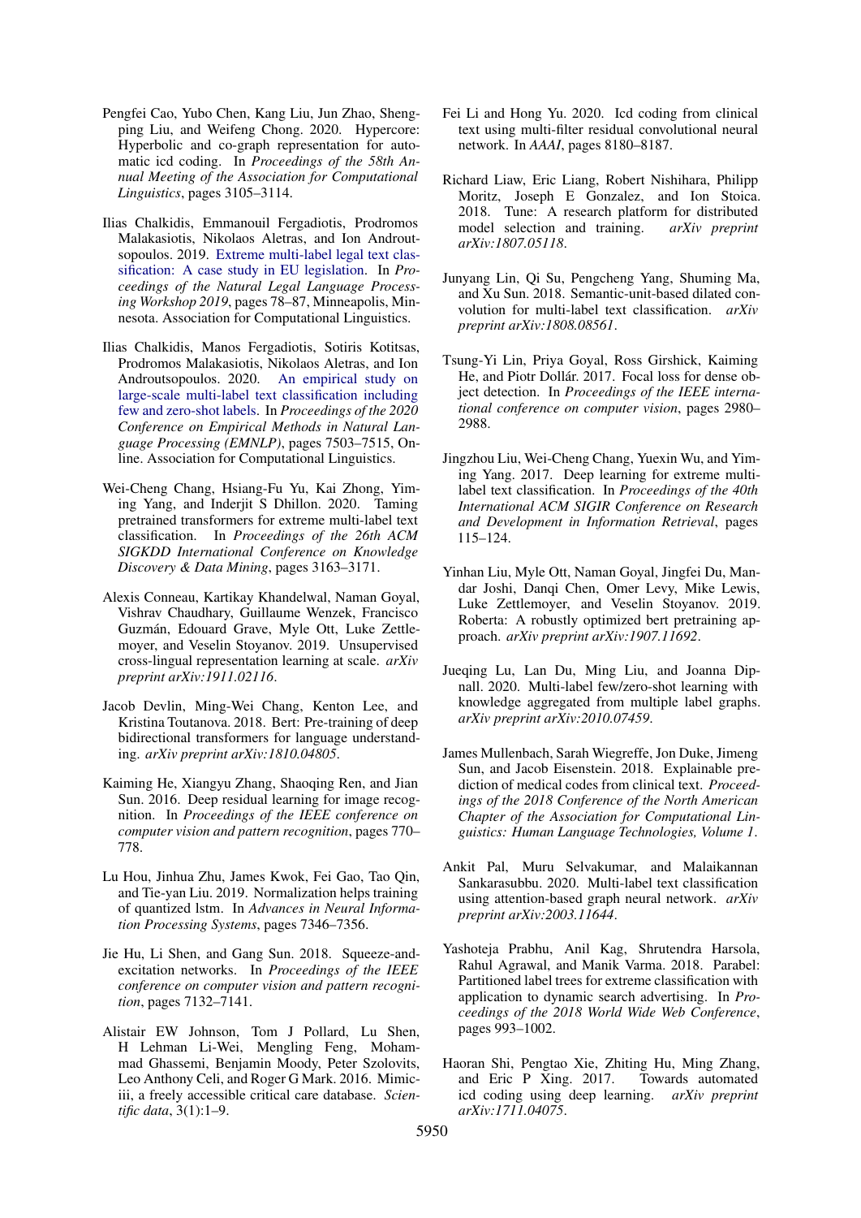Pengfei Cao, Yubo Chen, Kang Liu, Jun Zhao, Shengping Liu, and Weifeng Chong. 2020. Hypercore: Hyperbolic and co-graph representation for automatic icd coding. In *Proceedings of the 58th Annual Meeting of the Association for Computational Linguistics*, pages 3105–3114.

Ilias Chalkidis, Emmanouil Fergadiotis, Prodromos Malakasiotis, Nikolaos Aletras, and Ion Androutsopoulos. 2019. Extreme multi-label legal text classification: A case study in EU legislation. In *Proceedings of the Natural Legal Language Processing Workshop 2019*, pages 78–87, Minneapolis, Minnesota. Association for Computational Linguistics.

Ilias Chalkidis, Manos Fergadiotis, Sotiris Kotitsas, Prodromos Malakasiotis, Nikolaos Aletras, and Ion Androutsopoulos. 2020. An empirical study on large-scale multi-label text classification including few and zero-shot labels. In *Proceedings of the 2020 Conference on Empirical Methods in Natural Language Processing (EMNLP)*, pages 7503–7515, Online. Association for Computational Linguistics.

Wei-Cheng Chang, Hsiang-Fu Yu, Kai Zhong, Yiming Yang, and Inderjit S Dhillon. 2020. Taming pretrained transformers for extreme multi-label text classification. In *Proceedings of the 26th ACM SIGKDD International Conference on Knowledge Discovery & Data Mining*, pages 3163–3171.

Alexis Conneau, Kartikay Khandelwal, Naman Goyal, Vishrav Chaudhary, Guillaume Wenzek, Francisco Guzmán, Edouard Grave, Myle Ott, Luke Zettlemoyer, and Veselin Stoyanov. 2019. Unsupervised cross-lingual representation learning at scale. *arXiv preprint arXiv:1911.02116*.

Jacob Devlin, Ming-Wei Chang, Kenton Lee, and Kristina Toutanova. 2018. Bert: Pre-training of deep bidirectional transformers for language understanding. *arXiv preprint arXiv:1810.04805*.

Kaiming He, Xiangyu Zhang, Shaoqing Ren, and Jian Sun. 2016. Deep residual learning for image recognition. In *Proceedings of the IEEE conference on computer vision and pattern recognition*, pages 770–778.

Lu Hou, Jinhua Zhu, James Kwok, Fei Gao, Tao Qin, and Tie-yan Liu. 2019. Normalization helps training of quantized lstm. In *Advances in Neural Information Processing Systems*, pages 7346–7356.

Jie Hu, Li Shen, and Gang Sun. 2018. Squeeze-and-excitation networks. In *Proceedings of the IEEE conference on computer vision and pattern recognition*, pages 7132–7141.

Alistair EW Johnson, Tom J Pollard, Lu Shen, H Lehman Li-Wei, Mengling Feng, Mohammad Ghassemi, Benjamin Moody, Peter Szolovits, Leo Anthony Celi, and Roger G Mark. 2016. Mimic-iii, a freely accessible critical care database. *Scientific data*, 3(1):1–9.

Fei Li and Hong Yu. 2020. Icd coding from clinical text using multi-filter residual convolutional neural network. In *AAAI*, pages 8180–8187.

Richard Liaw, Eric Liang, Robert Nishihara, Philipp Moritz, Joseph E Gonzalez, and Ion Stoica. 2018. Tune: A research platform for distributed model selection and training. *arXiv preprint arXiv:1807.05118*.

Junyang Lin, Qi Su, Pengcheng Yang, Shuming Ma, and Xu Sun. 2018. Semantic-unit-based dilated convolution for multi-label text classification. *arXiv preprint arXiv:1808.08561*.

Tsung-Yi Lin, Priya Goyal, Ross Girshick, Kaiming He, and Piotr Dollár. 2017. Focal loss for dense object detection. In *Proceedings of the IEEE international conference on computer vision*, pages 2980–2988.

Jingzhou Liu, Wei-Cheng Chang, Yuexin Wu, and Yiming Yang. 2017. Deep learning for extreme multi-label text classification. In *Proceedings of the 40th International ACM SIGIR Conference on Research and Development in Information Retrieval*, pages 115–124.

Yinhan Liu, Myle Ott, Naman Goyal, Jingfei Du, Mandar Joshi, Danqi Chen, Omer Levy, Mike Lewis, Luke Zettlemoyer, and Veselin Stoyanov. 2019. Roberta: A robustly optimized bert pretraining approach. *arXiv preprint arXiv:1907.11692*.

Jueqing Lu, Lan Du, Ming Liu, and Joanna Dipnall. 2020. Multi-label few/zero-shot learning with knowledge aggregated from multiple label graphs. *arXiv preprint arXiv:2010.07459*.

James Mullenbach, Sarah Wiegreffe, Jon Duke, Jimeng Sun, and Jacob Eisenstein. 2018. Explainable prediction of medical codes from clinical text. *Proceedings of the 2018 Conference of the North American Chapter of the Association for Computational Linguistics: Human Language Technologies, Volume 1*.

Ankit Pal, Muru Selvakumar, and Malaikannan Sankarasubbu. 2020. Multi-label text classification using attention-based graph neural network. *arXiv preprint arXiv:2003.11644*.

Yashoteja Prabhu, Anil Kag, Shrutendra Harsola, Rahul Agrawal, and Manik Varma. 2018. Parabel: Partitioned label trees for extreme classification with application to dynamic search advertising. In *Proceedings of the 2018 World Wide Web Conference*, pages 993–1002.

Haoran Shi, Pengtao Xie, Zhiting Hu, Ming Zhang, and Eric P Xing. 2017. Towards automated icd coding using deep learning. *arXiv preprint arXiv:1711.04075*.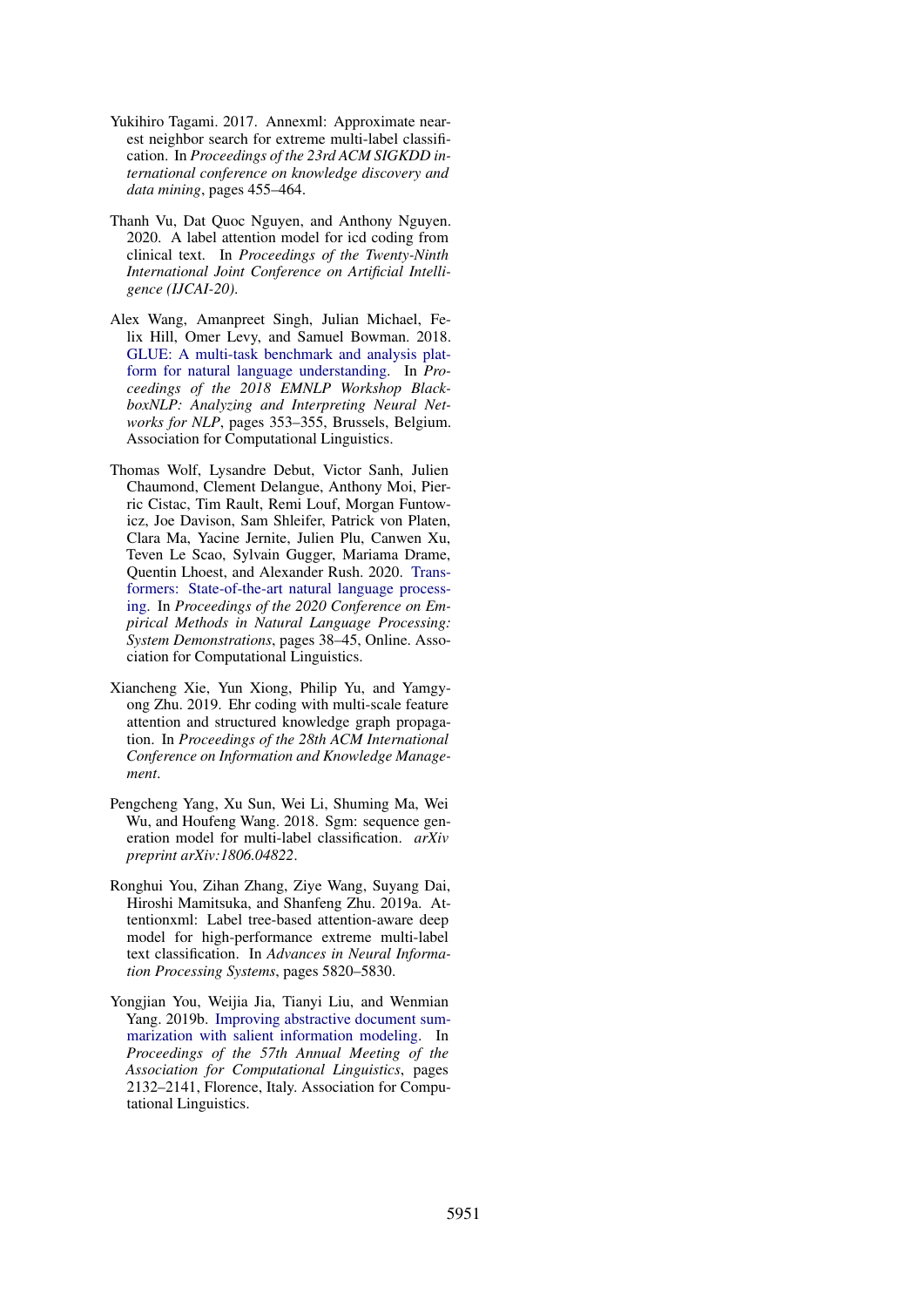Yukihiro Tagami. 2017. Annexml: Approximate nearest neighbor search for extreme multi-label classification. In *Proceedings of the 23rd ACM SIGKDD international conference on knowledge discovery and data mining*, pages 455–464.

Thanh Vu, Dat Quoc Nguyen, and Anthony Nguyen. 2020. A label attention model for icd coding from clinical text. In *Proceedings of the Twenty-Ninth International Joint Conference on Artificial Intelligence (IJCAI-20)*.

Alex Wang, Amanpreet Singh, Julian Michael, Felix Hill, Omer Levy, and Samuel Bowman. 2018. GLUE: A multi-task benchmark and analysis platform for natural language understanding. In *Proceedings of the 2018 EMNLP Workshop BlackboxNLP: Analyzing and Interpreting Neural Networks for NLP*, pages 353–355, Brussels, Belgium. Association for Computational Linguistics.

Thomas Wolf, Lysandre Debut, Victor Sanh, Julien Chaumond, Clement Delangue, Anthony Moi, Pierric Cistac, Tim Rault, Remi Louf, Morgan Funtowicz, Joe Davison, Sam Shleifer, Patrick von Platen, Clara Ma, Yacine Jernite, Julien Plu, Canwen Xu, Teven Le Scao, Sylvain Gugger, Mariama Drame, Quentin Lhoest, and Alexander Rush. 2020. Transformers: State-of-the-art natural language processing. In *Proceedings of the 2020 Conference on Empirical Methods in Natural Language Processing: System Demonstrations*, pages 38–45, Online. Association for Computational Linguistics.

Xiancheng Xie, Yun Xiong, Philip Yu, and Yamgyong Zhu. 2019. Ehr coding with multi-scale feature attention and structured knowledge graph propagation. In *Proceedings of the 28th ACM International Conference on Information and Knowledge Management*.

Pengcheng Yang, Xu Sun, Wei Li, Shuming Ma, Wei Wu, and Houfeng Wang. 2018. Sgm: sequence generation model for multi-label classification. *arXiv preprint arXiv:1806.04822*.

Ronghui You, Zihan Zhang, Ziye Wang, Suyang Dai, Hiroshi Mamitsuka, and Shanfeng Zhu. 2019a. Attentionxml: Label tree-based attention-aware deep model for high-performance extreme multi-label text classification. In *Advances in Neural Information Processing Systems*, pages 5820–5830.

Yongjian You, Weijia Jia, Tianyi Liu, and Wenmian Yang. 2019b. Improving abstractive document summarization with salient information modeling. In *Proceedings of the 57th Annual Meeting of the Association for Computational Linguistics*, pages 2132–2141, Florence, Italy. Association for Computational Linguistics.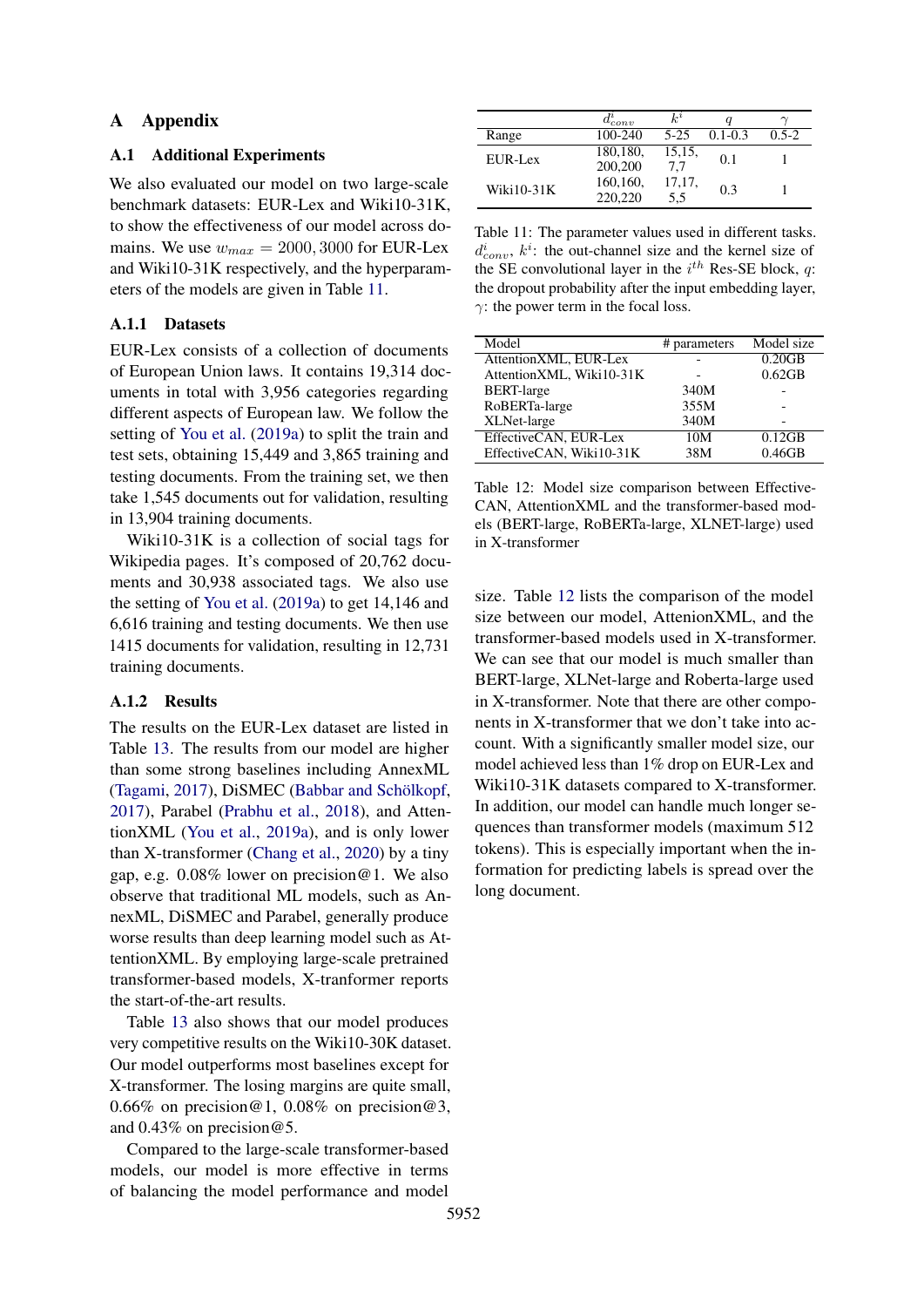# A Appendix

## A.1 Additional Experiments

We also evaluated our model on two large-scale benchmark datasets: EUR-Lex and Wiki10-31K, to show the effectiveness of our model across domains. We use $w_{max} = 2000, 3000$ for EUR-Lex and Wiki10-31K respectively, and the hyperparameters of the models are given in Table 11.

### A.1.1 Datasets

EUR-Lex consists of a collection of documents of European Union laws. It contains 19,314 documents in total with 3,956 categories regarding different aspects of European law. We follow the setting of You et al. (2019a) to split the train and test sets, obtaining 15,449 and 3,865 training and testing documents. From the training set, we then take 1,545 documents out for validation, resulting in 13,904 training documents.

Wiki10-31K is a collection of social tags for Wikipedia pages. It's composed of 20,762 documents and 30,938 associated tags. We also use the setting of You et al. (2019a) to get 14,146 and 6,616 training and testing documents. We then use 1415 documents for validation, resulting in 12,731 training documents.

### A.1.2 Results

The results on the EUR-Lex dataset are listed in Table 13. The results from our model are higher than some strong baselines including AnnexML (Tagami, 2017), DiSMEC (Babbar and Schölkopf, 2017), Parabel (Prabhu et al., 2018), and AttentionXML (You et al., 2019a), and is only lower than X-transformer (Chang et al., 2020) by a tiny gap, e.g. 0.08% lower on precision@1. We also observe that traditional ML models, such as AnnexML, DiSMEC and Parabel, generally produce worse results than deep learning model such as AttentionXML. By employing large-scale pretrained transformer-based models, X-tranformer reports the start-of-the-art results.

Table 13 also shows that our model produces very competitive results on the Wiki10-30K dataset. Our model outperforms most baselines except for X-transformer. The losing margins are quite small, 0.66% on precision@1, 0.08% on precision@3, and 0.43% on precision@5.

Compared to the large-scale transformer-based models, our model is more effective in terms of balancing the model performance and model size. Table 12 lists the comparison of the model size between our model, AttenionXML, and the transformer-based models used in X-transformer. We can see that our model is much smaller than BERT-large, XLNet-large and Roberta-large used in X-transformer. Note that there are other components in X-transformer that we don't take into account. With a significantly smaller model size, our model achieved less than 1% drop on EUR-Lex and Wiki10-31K datasets compared to X-transformer. In addition, our model can handle much longer sequences than transformer models (maximum 512 tokens). This is especially important when the information for predicting labels is spread over the long document.

| | $d^i_{conv}$ | $k^i$ | $q$ | $\gamma$ |
|---|---|---|---|---|
| Range | 100-240 | 5-25 | 0.1-0.3 | 0.5-2 |
| EUR-Lex | 180,180, 200,200 | 15,15, 7,7 | 0.1 | 1 |
| Wiki10-31K | 160,160, 220,220 | 17,17, 5,5 | 0.3 | 1 |

Table 11: The parameter values used in different tasks. $d^i_{conv}$, $k^i$: the out-channel size and the kernel size of the SE convolutional layer in the $i^{th}$ Res-SE block, $q$: the dropout probability after the input embedding layer, $\gamma$: the power term in the focal loss.

| Model | # parameters | Model size |
|---|---|---|
| AttentionXML, EUR-Lex | - | 0.20GB |
| AttentionXML, Wiki10-31K | - | 0.62GB |
| BERT-large | 340M | - |
| RoBERTa-large | 355M | - |
| XLNet-large | 340M | - |
| EffectiveCAN, EUR-Lex | 10M | 0.12GB |
| EffectiveCAN, Wiki10-31K | 38M | 0.46GB |

Table 12: Model size comparison between EffectiveCAN, AttentionXML and the transformer-based models (BERT-large, RoBERTa-large, XLNET-large) used in X-transformer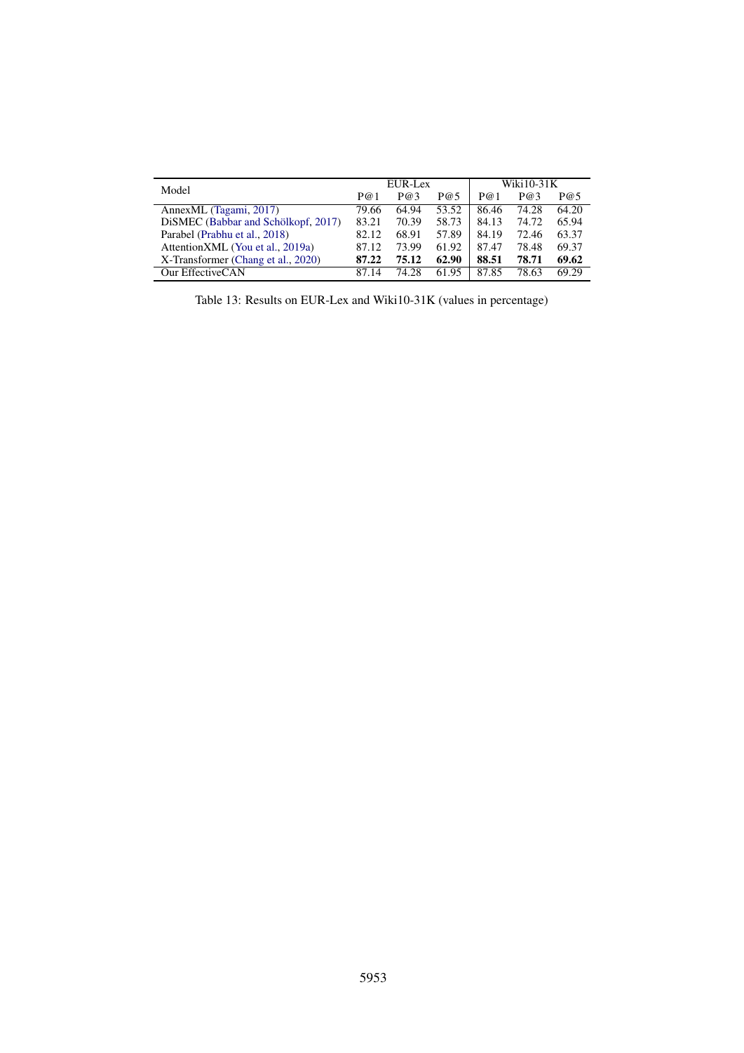| Model | EUR-Lex | | | Wiki10-31K | | |
|---|---|---|---|---|---|---|
| | P@1 | P@3 | P@5 | P@1 | P@3 | P@5 |
| AnnexML (Tagami, 2017) | 79.66 | 64.94 | 53.52 | 86.46 | 74.28 | 64.20 |
| DiSMEC (Babbar and Schölkopf, 2017) | 83.21 | 70.39 | 58.73 | 84.13 | 74.72 | 65.94 |
| Parabel (Prabhu et al., 2018) | 82.12 | 68.91 | 57.89 | 84.19 | 72.46 | 63.37 |
| AttentionXML (You et al., 2019a) | 87.12 | 73.99 | 61.92 | 87.47 | 78.48 | 69.37 |
| X-Transformer (Chang et al., 2020) | **87.22** | **75.12** | **62.90** | **88.51** | **78.71** | **69.62** |
| Our EffectiveCAN | 87.14 | 74.28 | 61.95 | 87.85 | 78.63 | 69.29 |

Table 13: Results on EUR-Lex and Wiki10-31K (values in percentage)